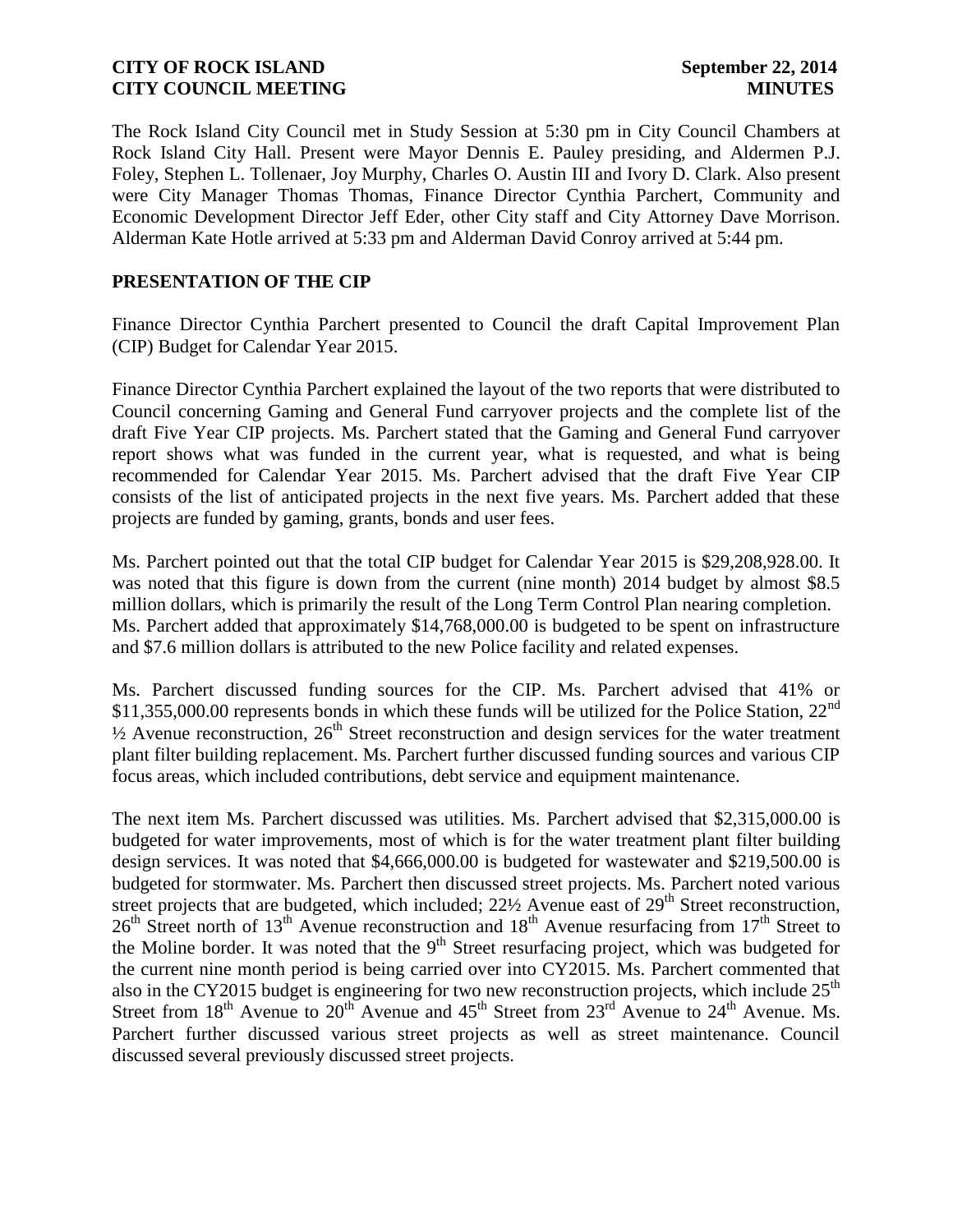The Rock Island City Council met in Study Session at 5:30 pm in City Council Chambers at Rock Island City Hall. Present were Mayor Dennis E. Pauley presiding, and Aldermen P.J. Foley, Stephen L. Tollenaer, Joy Murphy, Charles O. Austin III and Ivory D. Clark. Also present were City Manager Thomas Thomas, Finance Director Cynthia Parchert, Community and Economic Development Director Jeff Eder, other City staff and City Attorney Dave Morrison. Alderman Kate Hotle arrived at 5:33 pm and Alderman David Conroy arrived at 5:44 pm.

## PRESENTATION OF THE CIP

Finance Director Cynthia Parchert presented to Council the draft Capital Improvement Plan (CIP) Budget for Calendar Year 2015.

Finance Director Cynthia Parchert explained the layout of the two reports that were distributed to Council concerning Gaming and General Fund carryover projects and the complete list of the draft Five Year CIP projects. Ms. Parchert stated that the Gaming and General Fund carryover report shows what was funded in the current year, what is requested, and what is being recommended for Calendar Year 2015. Ms. Parchert advised that the draft Five Year CIP consists of the list of anticipated projects in the next five years. Ms. Parchert added that these projects are funded by gaming, grants, bonds and user fees.

Ms. Parchert pointed out that the total CIP budget for Calendar Year 2015 is $29,208,928.00. It was noted that this figure is down from the current (nine month) 2014 budget by almost $8.5 million dollars, which is primarily the result of the Long Term Control Plan nearing completion. Ms. Parchert added that approximately $14,768,000.00 is budgeted to be spent on infrastructure and $7.6 million dollars is attributed to the new Police facility and related expenses.

Ms. Parchert discussed funding sources for the CIP. Ms. Parchert advised that 41% or $11,355,000.00 represents bonds in which these funds will be utilized for the Police Station, 22nd ½ Avenue reconstruction, 26th Street reconstruction and design services for the water treatment plant filter building replacement. Ms. Parchert further discussed funding sources and various CIP focus areas, which included contributions, debt service and equipment maintenance.

The next item Ms. Parchert discussed was utilities. Ms. Parchert advised that $2,315,000.00 is budgeted for water improvements, most of which is for the water treatment plant filter building design services. It was noted that $4,666,000.00 is budgeted for wastewater and $219,500.00 is budgeted for stormwater. Ms. Parchert then discussed street projects. Ms. Parchert noted various street projects that are budgeted, which included; 22½ Avenue east of 29th Street reconstruction, 26th Street north of 13th Avenue reconstruction and 18th Avenue resurfacing from 17th Street to the Moline border. It was noted that the 9th Street resurfacing project, which was budgeted for the current nine month period is being carried over into CY2015. Ms. Parchert commented that also in the CY2015 budget is engineering for two new reconstruction projects, which include 25th Street from 18th Avenue to 20th Avenue and 45th Street from 23rd Avenue to 24th Avenue. Ms. Parchert further discussed various street projects as well as street maintenance. Council discussed several previously discussed street projects.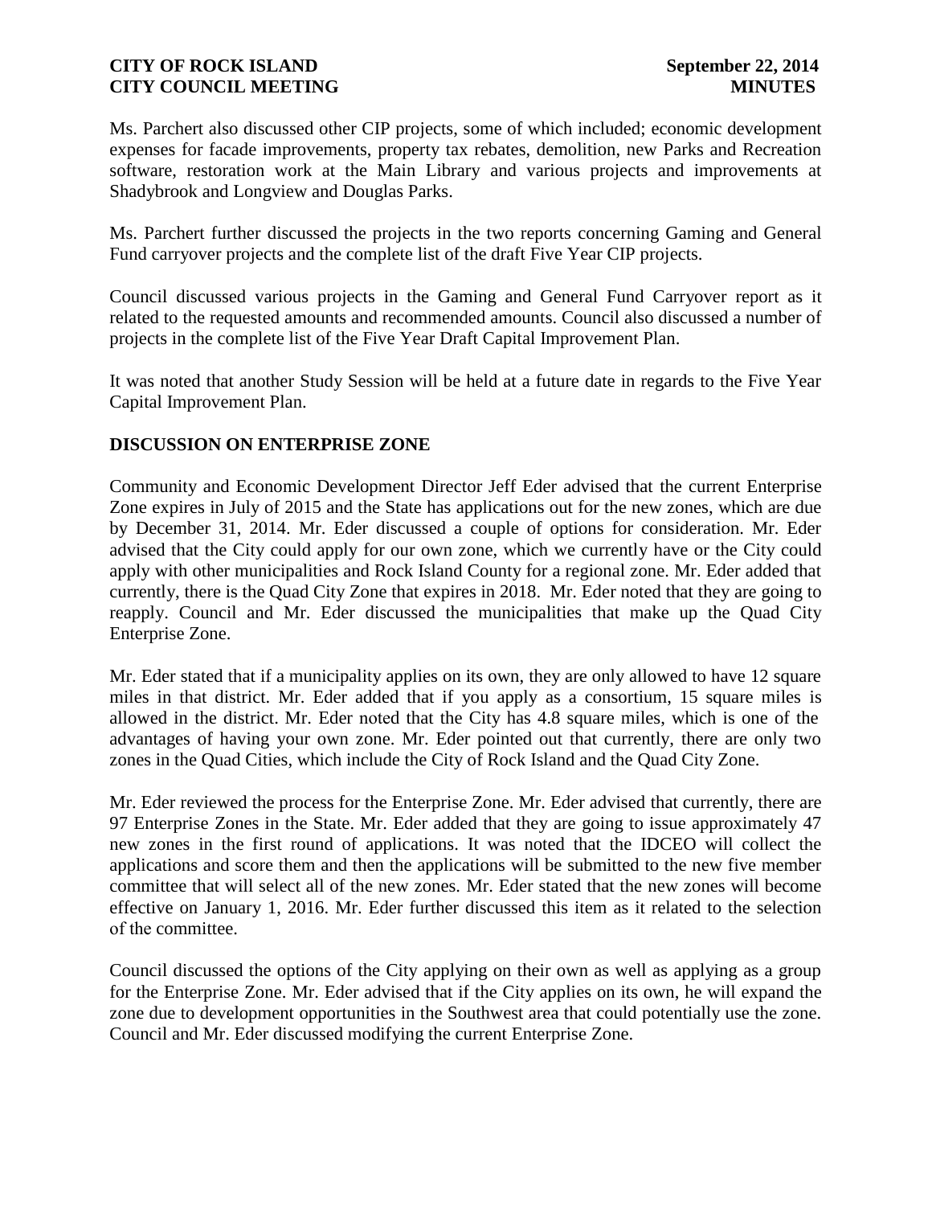Ms. Parchert also discussed other CIP projects, some of which included; economic development expenses for facade improvements, property tax rebates, demolition, new Parks and Recreation software, restoration work at the Main Library and various projects and improvements at Shadybrook and Longview and Douglas Parks.

Ms. Parchert further discussed the projects in the two reports concerning Gaming and General Fund carryover projects and the complete list of the draft Five Year CIP projects.

Council discussed various projects in the Gaming and General Fund Carryover report as it related to the requested amounts and recommended amounts. Council also discussed a number of projects in the complete list of the Five Year Draft Capital Improvement Plan.

It was noted that another Study Session will be held at a future date in regards to the Five Year Capital Improvement Plan.

## DISCUSSION ON ENTERPRISE ZONE

Community and Economic Development Director Jeff Eder advised that the current Enterprise Zone expires in July of 2015 and the State has applications out for the new zones, which are due by December 31, 2014. Mr. Eder discussed a couple of options for consideration. Mr. Eder advised that the City could apply for our own zone, which we currently have or the City could apply with other municipalities and Rock Island County for a regional zone. Mr. Eder added that currently, there is the Quad City Zone that expires in 2018. Mr. Eder noted that they are going to reapply. Council and Mr. Eder discussed the municipalities that make up the Quad City Enterprise Zone.

Mr. Eder stated that if a municipality applies on its own, they are only allowed to have 12 square miles in that district. Mr. Eder added that if you apply as a consortium, 15 square miles is allowed in the district. Mr. Eder noted that the City has 4.8 square miles, which is one of the advantages of having your own zone. Mr. Eder pointed out that currently, there are only two zones in the Quad Cities, which include the City of Rock Island and the Quad City Zone.

Mr. Eder reviewed the process for the Enterprise Zone. Mr. Eder advised that currently, there are 97 Enterprise Zones in the State. Mr. Eder added that they are going to issue approximately 47 new zones in the first round of applications. It was noted that the IDCEO will collect the applications and score them and then the applications will be submitted to the new five member committee that will select all of the new zones. Mr. Eder stated that the new zones will become effective on January 1, 2016. Mr. Eder further discussed this item as it related to the selection of the committee.

Council discussed the options of the City applying on their own as well as applying as a group for the Enterprise Zone. Mr. Eder advised that if the City applies on its own, he will expand the zone due to development opportunities in the Southwest area that could potentially use the zone. Council and Mr. Eder discussed modifying the current Enterprise Zone.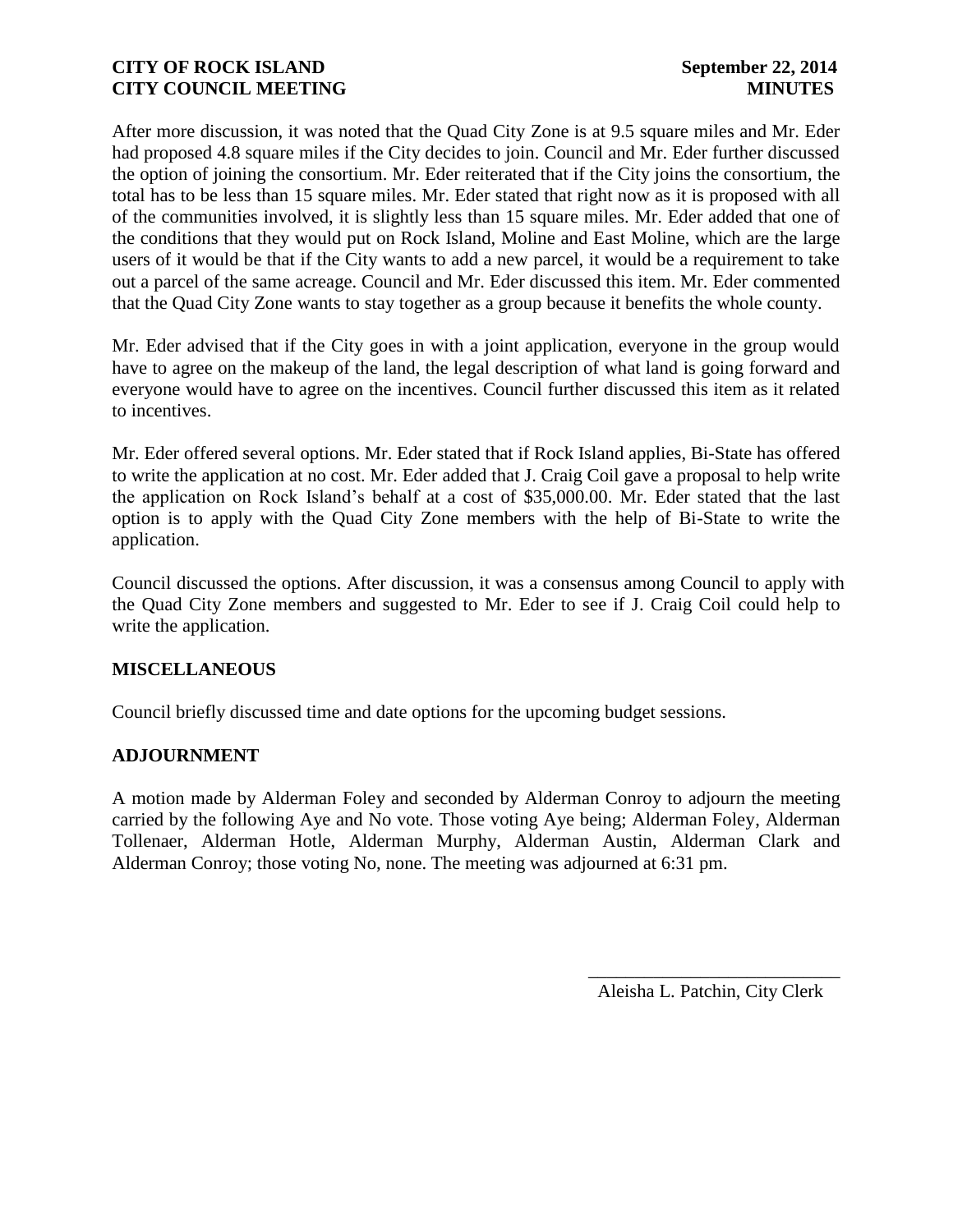After more discussion, it was noted that the Quad City Zone is at 9.5 square miles and Mr. Eder had proposed 4.8 square miles if the City decides to join. Council and Mr. Eder further discussed the option of joining the consortium. Mr. Eder reiterated that if the City joins the consortium, the total has to be less than 15 square miles. Mr. Eder stated that right now as it is proposed with all of the communities involved, it is slightly less than 15 square miles. Mr. Eder added that one of the conditions that they would put on Rock Island, Moline and East Moline, which are the large users of it would be that if the City wants to add a new parcel, it would be a requirement to take out a parcel of the same acreage. Council and Mr. Eder discussed this item. Mr. Eder commented that the Quad City Zone wants to stay together as a group because it benefits the whole county.

Mr. Eder advised that if the City goes in with a joint application, everyone in the group would have to agree on the makeup of the land, the legal description of what land is going forward and everyone would have to agree on the incentives. Council further discussed this item as it related to incentives.

Mr. Eder offered several options. Mr. Eder stated that if Rock Island applies, Bi-State has offered to write the application at no cost. Mr. Eder added that J. Craig Coil gave a proposal to help write the application on Rock Island's behalf at a cost of $35,000.00. Mr. Eder stated that the last option is to apply with the Quad City Zone members with the help of Bi-State to write the application.

Council discussed the options. After discussion, it was a consensus among Council to apply with the Quad City Zone members and suggested to Mr. Eder to see if J. Craig Coil could help to write the application.

## MISCELLANEOUS

Council briefly discussed time and date options for the upcoming budget sessions.

## ADJOURNMENT

A motion made by Alderman Foley and seconded by Alderman Conroy to adjourn the meeting carried by the following Aye and No vote. Those voting Aye being; Alderman Foley, Alderman Tollenaer, Alderman Hotle, Alderman Murphy, Alderman Austin, Alderman Clark and Alderman Conroy; those voting No, none. The meeting was adjourned at 6:31 pm.

___________________________
Aleisha L. Patchin, City Clerk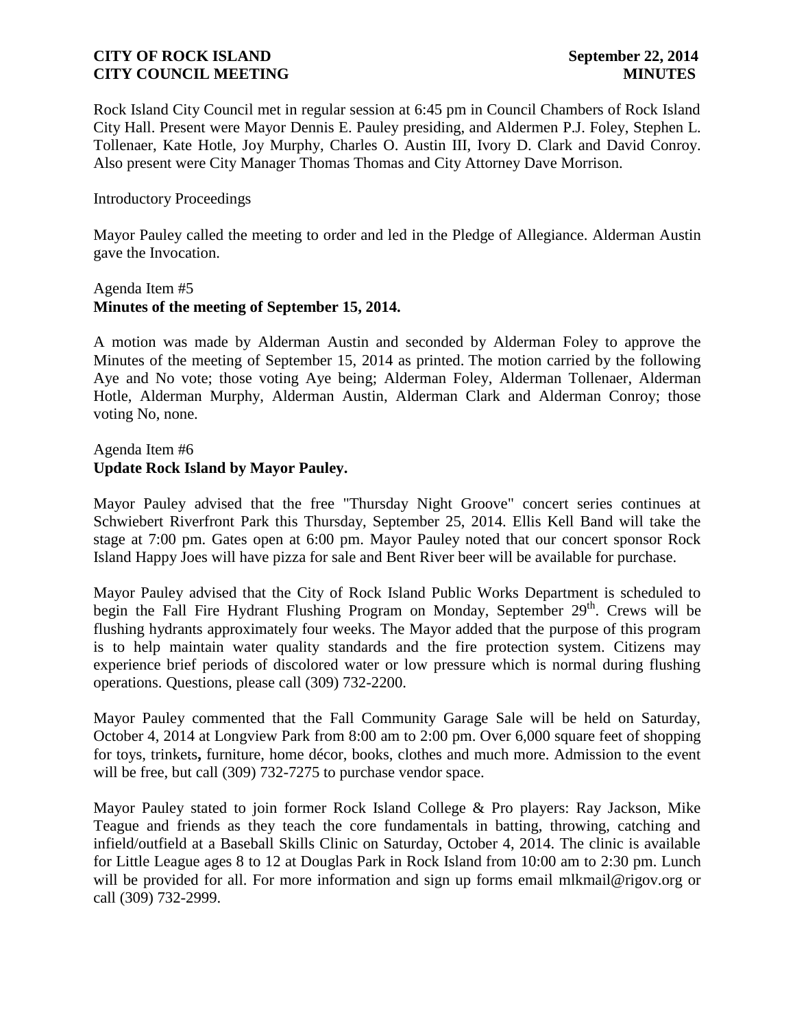Rock Island City Council met in regular session at 6:45 pm in Council Chambers of Rock Island City Hall. Present were Mayor Dennis E. Pauley presiding, and Aldermen P.J. Foley, Stephen L. Tollenaer, Kate Hotle, Joy Murphy, Charles O. Austin III, Ivory D. Clark and David Conroy. Also present were City Manager Thomas Thomas and City Attorney Dave Morrison.

Introductory Proceedings

Mayor Pauley called the meeting to order and led in the Pledge of Allegiance. Alderman Austin gave the Invocation.

Agenda Item #5
**Minutes of the meeting of September 15, 2014.**

A motion was made by Alderman Austin and seconded by Alderman Foley to approve the Minutes of the meeting of September 15, 2014 as printed. The motion carried by the following Aye and No vote; those voting Aye being; Alderman Foley, Alderman Tollenaer, Alderman Hotle, Alderman Murphy, Alderman Austin, Alderman Clark and Alderman Conroy; those voting No, none.

Agenda Item #6
**Update Rock Island by Mayor Pauley.**

Mayor Pauley advised that the free "Thursday Night Groove" concert series continues at Schwiebert Riverfront Park this Thursday, September 25, 2014. Ellis Kell Band will take the stage at 7:00 pm. Gates open at 6:00 pm. Mayor Pauley noted that our concert sponsor Rock Island Happy Joes will have pizza for sale and Bent River beer will be available for purchase.

Mayor Pauley advised that the City of Rock Island Public Works Department is scheduled to begin the Fall Fire Hydrant Flushing Program on Monday, September 29th. Crews will be flushing hydrants approximately four weeks. The Mayor added that the purpose of this program is to help maintain water quality standards and the fire protection system. Citizens may experience brief periods of discolored water or low pressure which is normal during flushing operations. Questions, please call (309) 732-2200.

Mayor Pauley commented that the Fall Community Garage Sale will be held on Saturday, October 4, 2014 at Longview Park from 8:00 am to 2:00 pm. Over 6,000 square feet of shopping for toys, trinkets**,** furniture, home décor, books, clothes and much more. Admission to the event will be free, but call (309) 732-7275 to purchase vendor space.

Mayor Pauley stated to join former Rock Island College & Pro players: Ray Jackson, Mike Teague and friends as they teach the core fundamentals in batting, throwing, catching and infield/outfield at a Baseball Skills Clinic on Saturday, October 4, 2014. The clinic is available for Little League ages 8 to 12 at Douglas Park in Rock Island from 10:00 am to 2:30 pm. Lunch will be provided for all. For more information and sign up forms email mlkmail@rigov.org or call (309) 732-2999.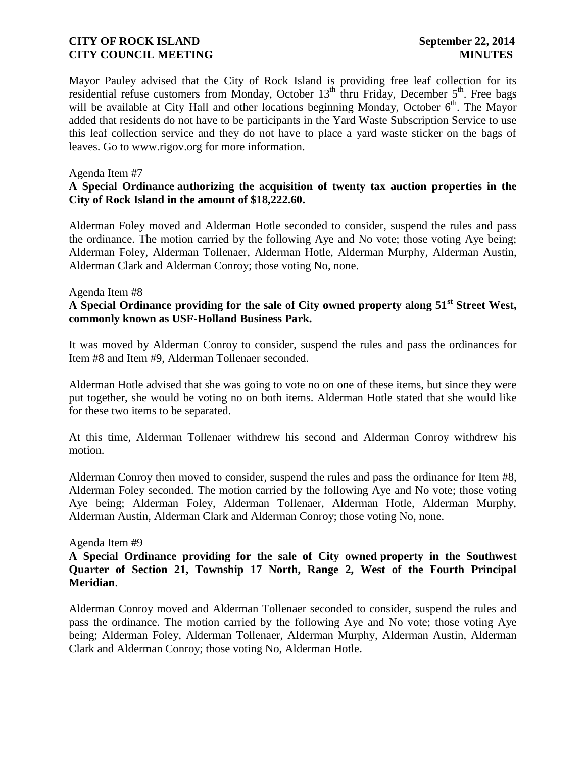Mayor Pauley advised that the City of Rock Island is providing free leaf collection for its residential refuse customers from Monday, October 13th thru Friday, December 5th. Free bags will be available at City Hall and other locations beginning Monday, October 6th. The Mayor added that residents do not have to be participants in the Yard Waste Subscription Service to use this leaf collection service and they do not have to place a yard waste sticker on the bags of leaves. Go to www.rigov.org for more information.

Agenda Item #7

**A Special Ordinance authorizing the acquisition of twenty tax auction properties in the City of Rock Island in the amount of $18,222.60.**

Alderman Foley moved and Alderman Hotle seconded to consider, suspend the rules and pass the ordinance. The motion carried by the following Aye and No vote; those voting Aye being; Alderman Foley, Alderman Tollenaer, Alderman Hotle, Alderman Murphy, Alderman Austin, Alderman Clark and Alderman Conroy; those voting No, none.

Agenda Item #8

**A Special Ordinance providing for the sale of City owned property along 51st Street West, commonly known as USF-Holland Business Park.**

It was moved by Alderman Conroy to consider, suspend the rules and pass the ordinances for Item #8 and Item #9, Alderman Tollenaer seconded.

Alderman Hotle advised that she was going to vote no on one of these items, but since they were put together, she would be voting no on both items. Alderman Hotle stated that she would like for these two items to be separated.

At this time, Alderman Tollenaer withdrew his second and Alderman Conroy withdrew his motion.

Alderman Conroy then moved to consider, suspend the rules and pass the ordinance for Item #8, Alderman Foley seconded. The motion carried by the following Aye and No vote; those voting Aye being; Alderman Foley, Alderman Tollenaer, Alderman Hotle, Alderman Murphy, Alderman Austin, Alderman Clark and Alderman Conroy; those voting No, none.

Agenda Item #9

**A Special Ordinance providing for the sale of City owned property in the Southwest Quarter of Section 21, Township 17 North, Range 2, West of the Fourth Principal Meridian**.

Alderman Conroy moved and Alderman Tollenaer seconded to consider, suspend the rules and pass the ordinance. The motion carried by the following Aye and No vote; those voting Aye being; Alderman Foley, Alderman Tollenaer, Alderman Murphy, Alderman Austin, Alderman Clark and Alderman Conroy; those voting No, Alderman Hotle.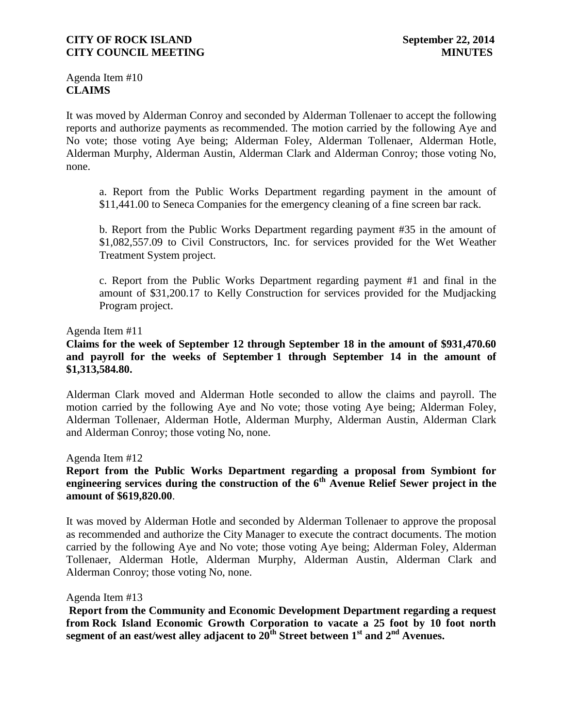Agenda Item #10
**CLAIMS**

It was moved by Alderman Conroy and seconded by Alderman Tollenaer to accept the following reports and authorize payments as recommended. The motion carried by the following Aye and No vote; those voting Aye being; Alderman Foley, Alderman Tollenaer, Alderman Hotle, Alderman Murphy, Alderman Austin, Alderman Clark and Alderman Conroy; those voting No, none.

a. Report from the Public Works Department regarding payment in the amount of $11,441.00 to Seneca Companies for the emergency cleaning of a fine screen bar rack.

b. Report from the Public Works Department regarding payment #35 in the amount of $1,082,557.09 to Civil Constructors, Inc. for services provided for the Wet Weather Treatment System project.

c. Report from the Public Works Department regarding payment #1 and final in the amount of $31,200.17 to Kelly Construction for services provided for the Mudjacking Program project.

Agenda Item #11
**Claims for the week of September 12 through September 18 in the amount of $931,470.60 and payroll for the weeks of September 1 through September 14 in the amount of $1,313,584.80.**

Alderman Clark moved and Alderman Hotle seconded to allow the claims and payroll. The motion carried by the following Aye and No vote; those voting Aye being; Alderman Foley, Alderman Tollenaer, Alderman Hotle, Alderman Murphy, Alderman Austin, Alderman Clark and Alderman Conroy; those voting No, none.

Agenda Item #12
**Report from the Public Works Department regarding a proposal from Symbiont for engineering services during the construction of the 6th Avenue Relief Sewer project in the amount of $619,820.00**.

It was moved by Alderman Hotle and seconded by Alderman Tollenaer to approve the proposal as recommended and authorize the City Manager to execute the contract documents. The motion carried by the following Aye and No vote; those voting Aye being; Alderman Foley, Alderman Tollenaer, Alderman Hotle, Alderman Murphy, Alderman Austin, Alderman Clark and Alderman Conroy; those voting No, none.

Agenda Item #13
**Report from the Community and Economic Development Department regarding a request from Rock Island Economic Growth Corporation to vacate a 25 foot by 10 foot north segment of an east/west alley adjacent to 20th Street between 1st and 2nd Avenues.**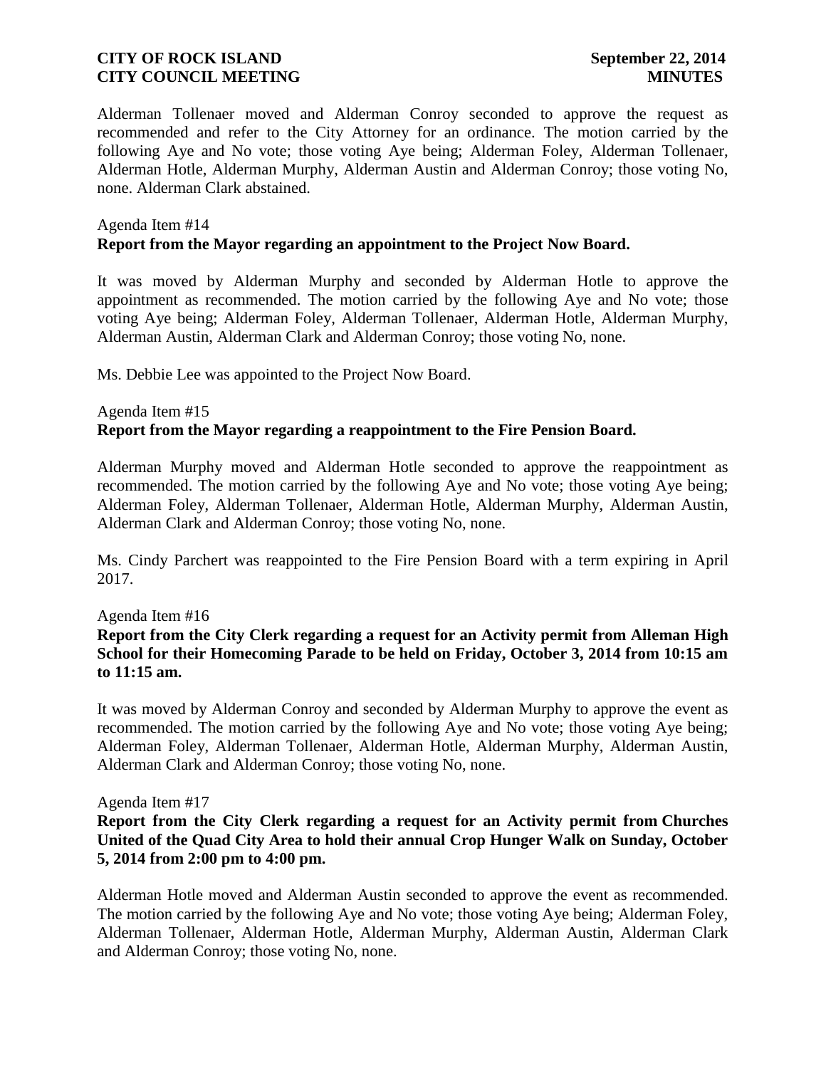Alderman Tollenaer moved and Alderman Conroy seconded to approve the request as recommended and refer to the City Attorney for an ordinance. The motion carried by the following Aye and No vote; those voting Aye being; Alderman Foley, Alderman Tollenaer, Alderman Hotle, Alderman Murphy, Alderman Austin and Alderman Conroy; those voting No, none. Alderman Clark abstained.

Agenda Item #14
**Report from the Mayor regarding an appointment to the Project Now Board.**

It was moved by Alderman Murphy and seconded by Alderman Hotle to approve the appointment as recommended. The motion carried by the following Aye and No vote; those voting Aye being; Alderman Foley, Alderman Tollenaer, Alderman Hotle, Alderman Murphy, Alderman Austin, Alderman Clark and Alderman Conroy; those voting No, none.

Ms. Debbie Lee was appointed to the Project Now Board.

Agenda Item #15
**Report from the Mayor regarding a reappointment to the Fire Pension Board.**

Alderman Murphy moved and Alderman Hotle seconded to approve the reappointment as recommended. The motion carried by the following Aye and No vote; those voting Aye being; Alderman Foley, Alderman Tollenaer, Alderman Hotle, Alderman Murphy, Alderman Austin, Alderman Clark and Alderman Conroy; those voting No, none.

Ms. Cindy Parchert was reappointed to the Fire Pension Board with a term expiring in April 2017.

Agenda Item #16
**Report from the City Clerk regarding a request for an Activity permit from Alleman High School for their Homecoming Parade to be held on Friday, October 3, 2014 from 10:15 am to 11:15 am.**

It was moved by Alderman Conroy and seconded by Alderman Murphy to approve the event as recommended. The motion carried by the following Aye and No vote; those voting Aye being; Alderman Foley, Alderman Tollenaer, Alderman Hotle, Alderman Murphy, Alderman Austin, Alderman Clark and Alderman Conroy; those voting No, none.

Agenda Item #17
**Report from the City Clerk regarding a request for an Activity permit from Churches United of the Quad City Area to hold their annual Crop Hunger Walk on Sunday, October 5, 2014 from 2:00 pm to 4:00 pm.**

Alderman Hotle moved and Alderman Austin seconded to approve the event as recommended. The motion carried by the following Aye and No vote; those voting Aye being; Alderman Foley, Alderman Tollenaer, Alderman Hotle, Alderman Murphy, Alderman Austin, Alderman Clark and Alderman Conroy; those voting No, none.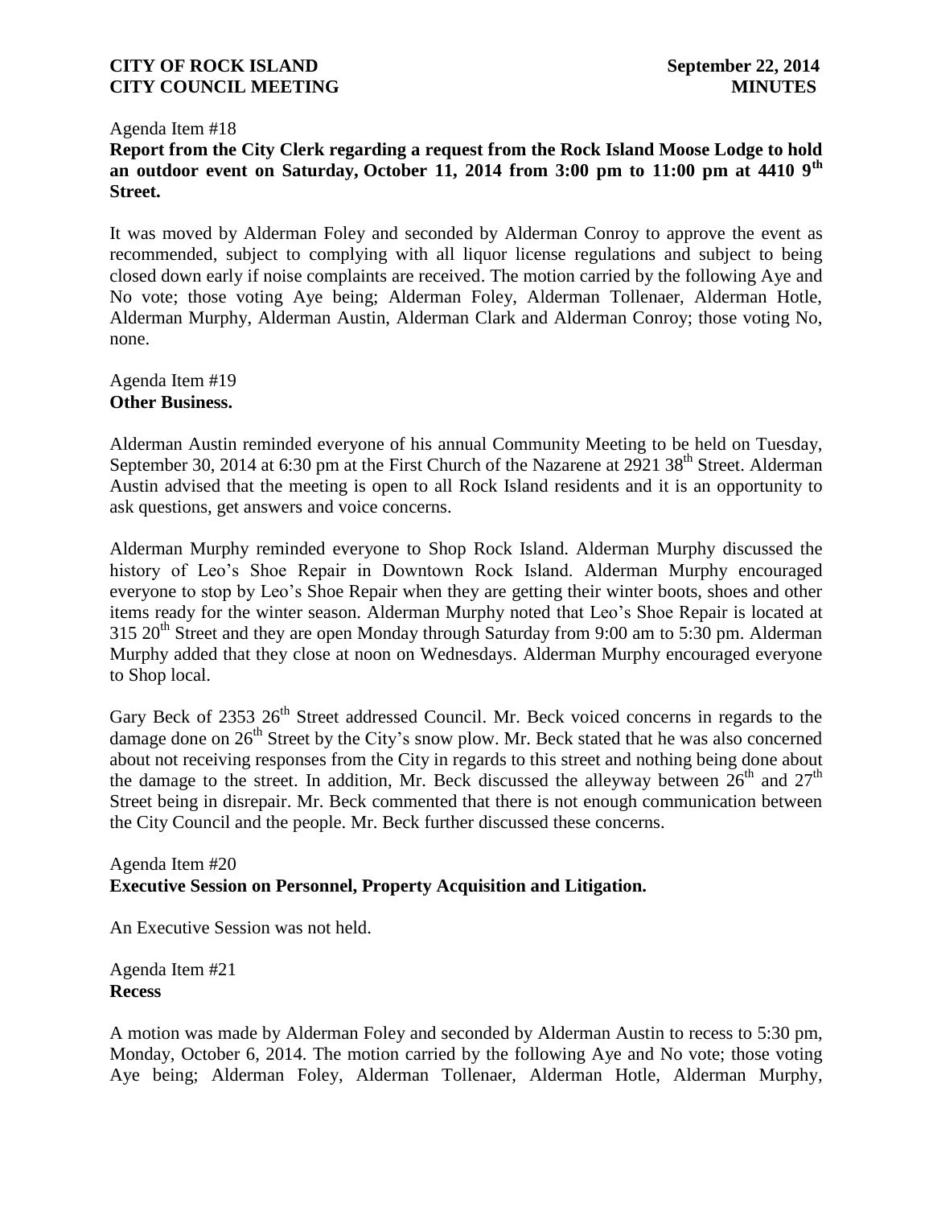Agenda Item #18

**Report from the City Clerk regarding a request from the Rock Island Moose Lodge to hold an outdoor event on Saturday, October 11, 2014 from 3:00 pm to 11:00 pm at 4410 9th Street.**

It was moved by Alderman Foley and seconded by Alderman Conroy to approve the event as recommended, subject to complying with all liquor license regulations and subject to being closed down early if noise complaints are received. The motion carried by the following Aye and No vote; those voting Aye being; Alderman Foley, Alderman Tollenaer, Alderman Hotle, Alderman Murphy, Alderman Austin, Alderman Clark and Alderman Conroy; those voting No, none.

Agenda Item #19

**Other Business.**

Alderman Austin reminded everyone of his annual Community Meeting to be held on Tuesday, September 30, 2014 at 6:30 pm at the First Church of the Nazarene at 2921 38th Street. Alderman Austin advised that the meeting is open to all Rock Island residents and it is an opportunity to ask questions, get answers and voice concerns.

Alderman Murphy reminded everyone to Shop Rock Island. Alderman Murphy discussed the history of Leo's Shoe Repair in Downtown Rock Island. Alderman Murphy encouraged everyone to stop by Leo's Shoe Repair when they are getting their winter boots, shoes and other items ready for the winter season. Alderman Murphy noted that Leo's Shoe Repair is located at 315 20th Street and they are open Monday through Saturday from 9:00 am to 5:30 pm. Alderman Murphy added that they close at noon on Wednesdays. Alderman Murphy encouraged everyone to Shop local.

Gary Beck of 2353 26th Street addressed Council. Mr. Beck voiced concerns in regards to the damage done on 26th Street by the City's snow plow. Mr. Beck stated that he was also concerned about not receiving responses from the City in regards to this street and nothing being done about the damage to the street. In addition, Mr. Beck discussed the alleyway between 26th and 27th Street being in disrepair. Mr. Beck commented that there is not enough communication between the City Council and the people. Mr. Beck further discussed these concerns.

Agenda Item #20

**Executive Session on Personnel, Property Acquisition and Litigation.**

An Executive Session was not held.

Agenda Item #21

**Recess**

A motion was made by Alderman Foley and seconded by Alderman Austin to recess to 5:30 pm, Monday, October 6, 2014. The motion carried by the following Aye and No vote; those voting Aye being; Alderman Foley, Alderman Tollenaer, Alderman Hotle, Alderman Murphy,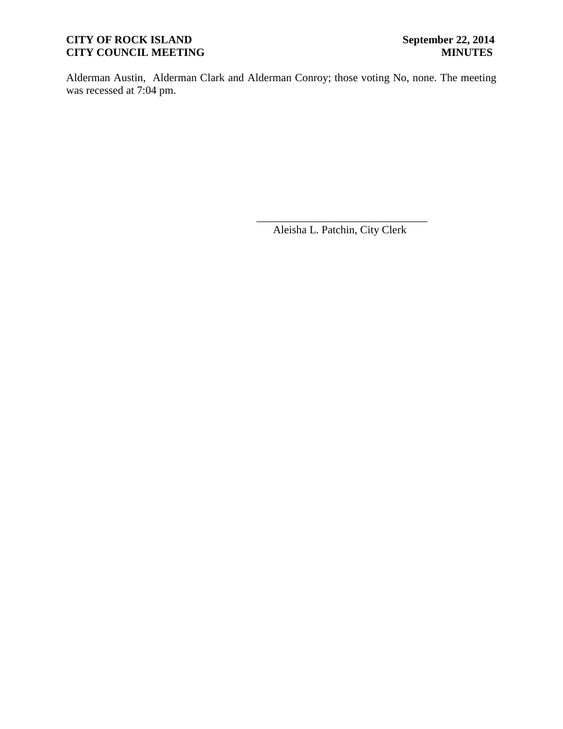Alderman Austin, Alderman Clark and Alderman Conroy; those voting No, none. The meeting was recessed at 7:04 pm.

_______________________________
Aleisha L. Patchin, City Clerk